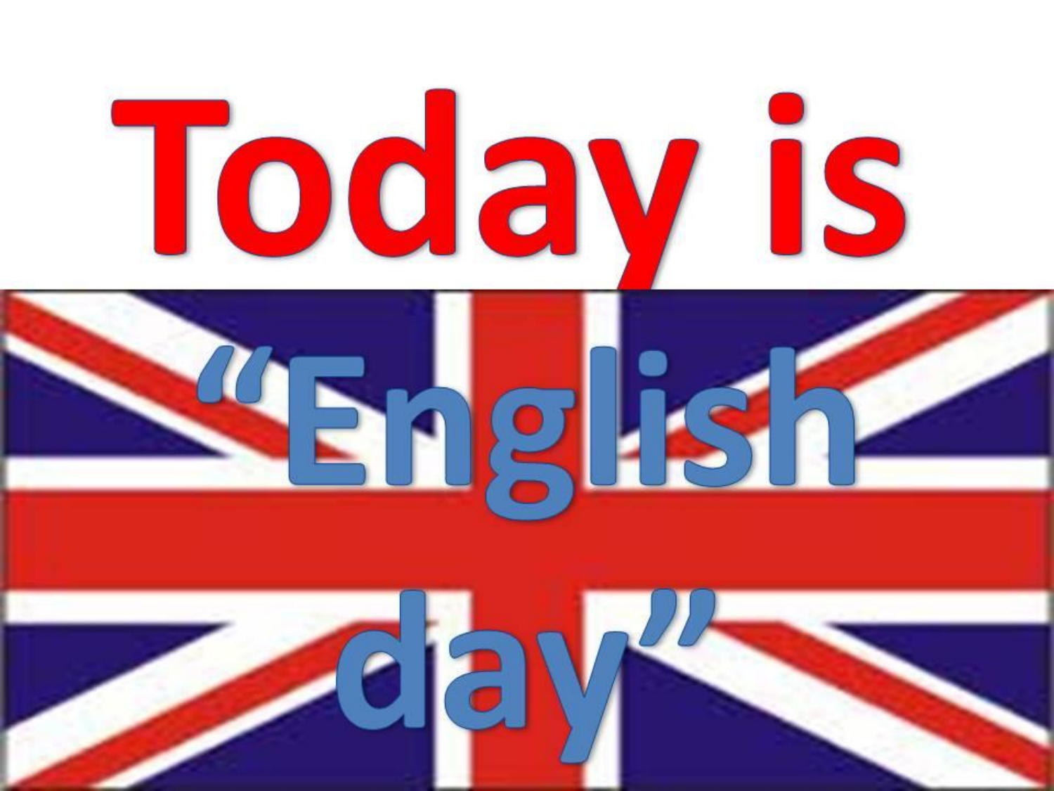# Today is

# “English day”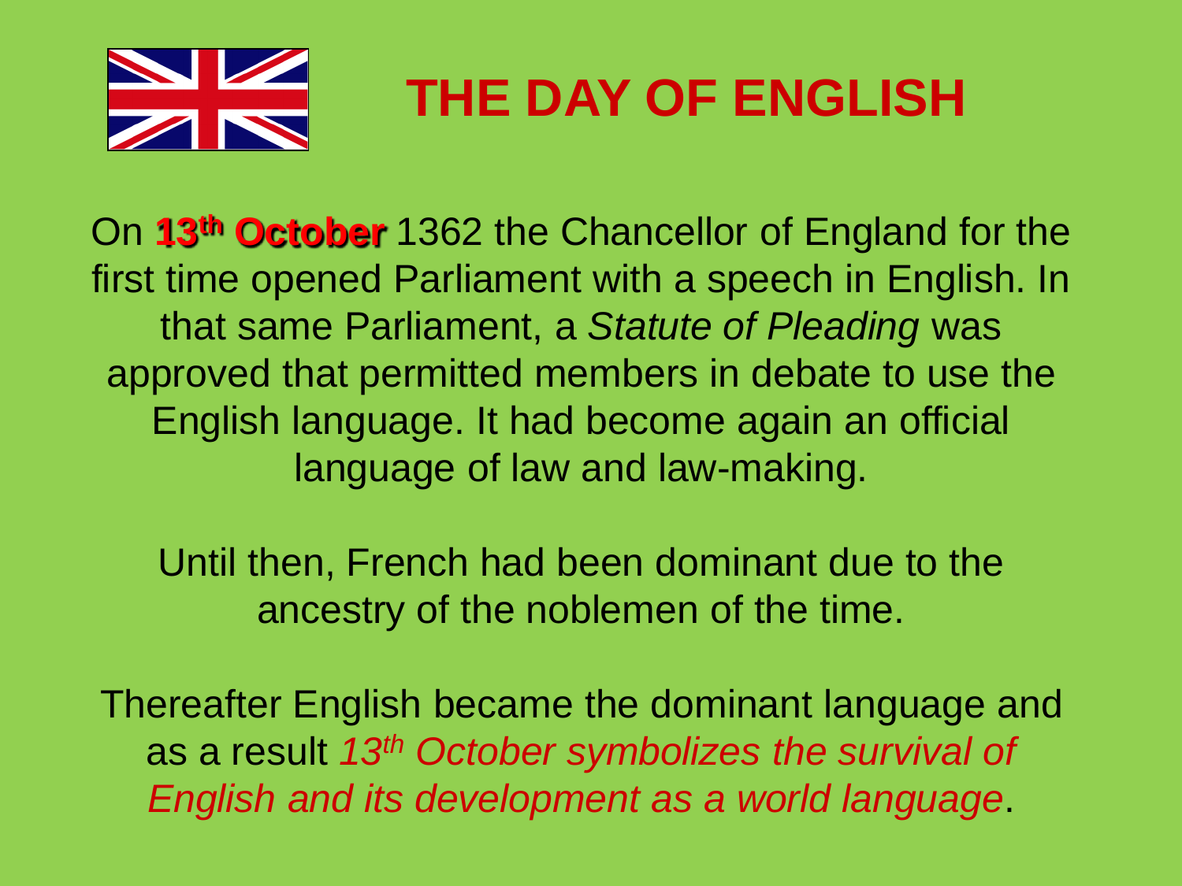# THE DAY OF ENGLISH

On **13th October** 1362 the Chancellor of England for the first time opened Parliament with a speech in English. In that same Parliament, a *Statute of Pleading* was approved that permitted members in debate to use the English language. It had become again an official language of law and law-making.

Until then, French had been dominant due to the ancestry of the noblemen of the time.

Thereafter English became the dominant language and as a result *13th October symbolizes the survival of English and its development as a world language*.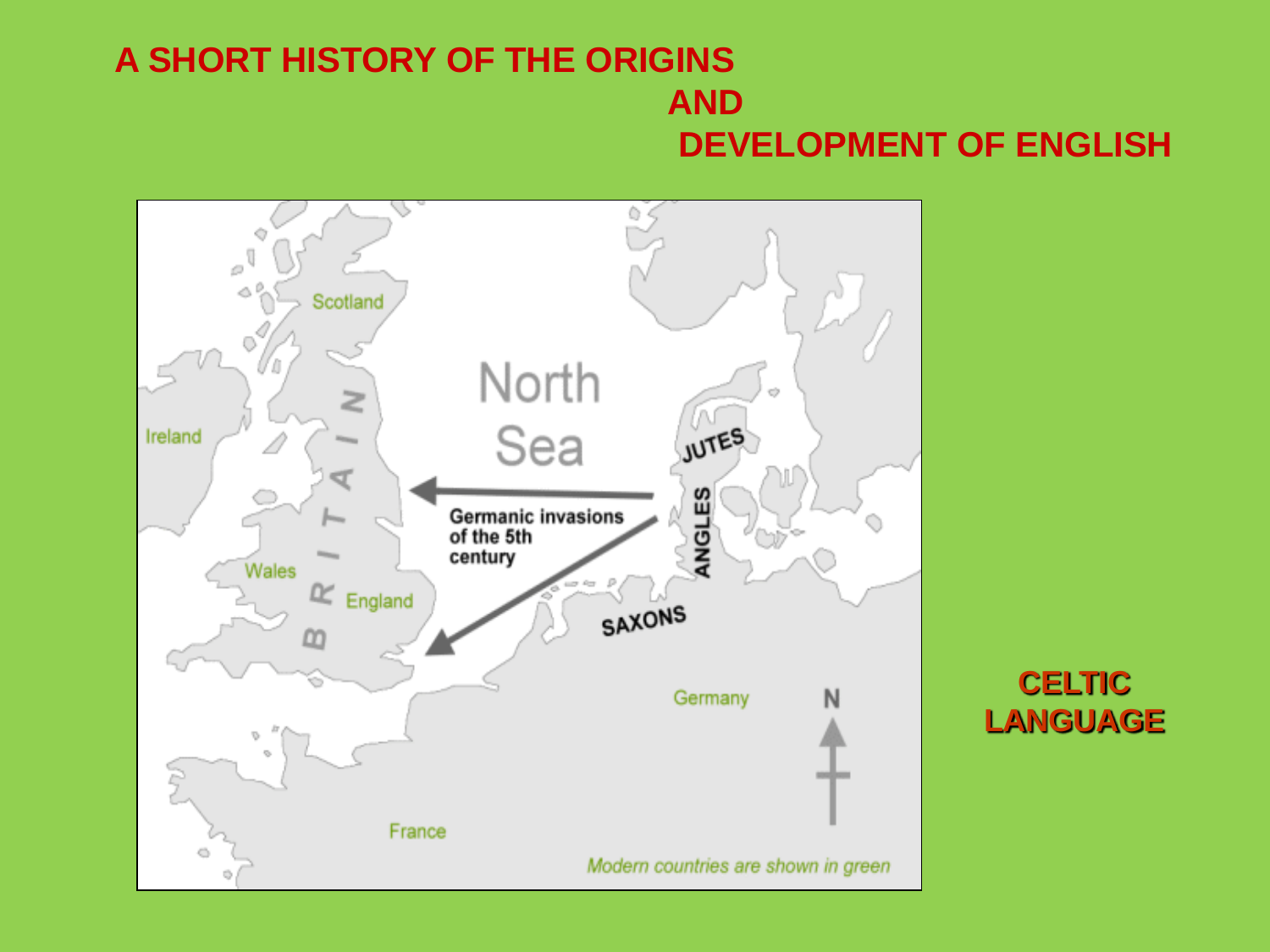# A SHORT HISTORY OF THE ORIGINS AND DEVELOPMENT OF ENGLISH

Scotland

Ireland

North Sea

JUTES

BRITAIN

Germanic invasions of the 5th century

ANGLES

Wales

England

SAXONS

Germany

N

France

*Modern countries are shown in green*

**CELTIC LANGUAGE**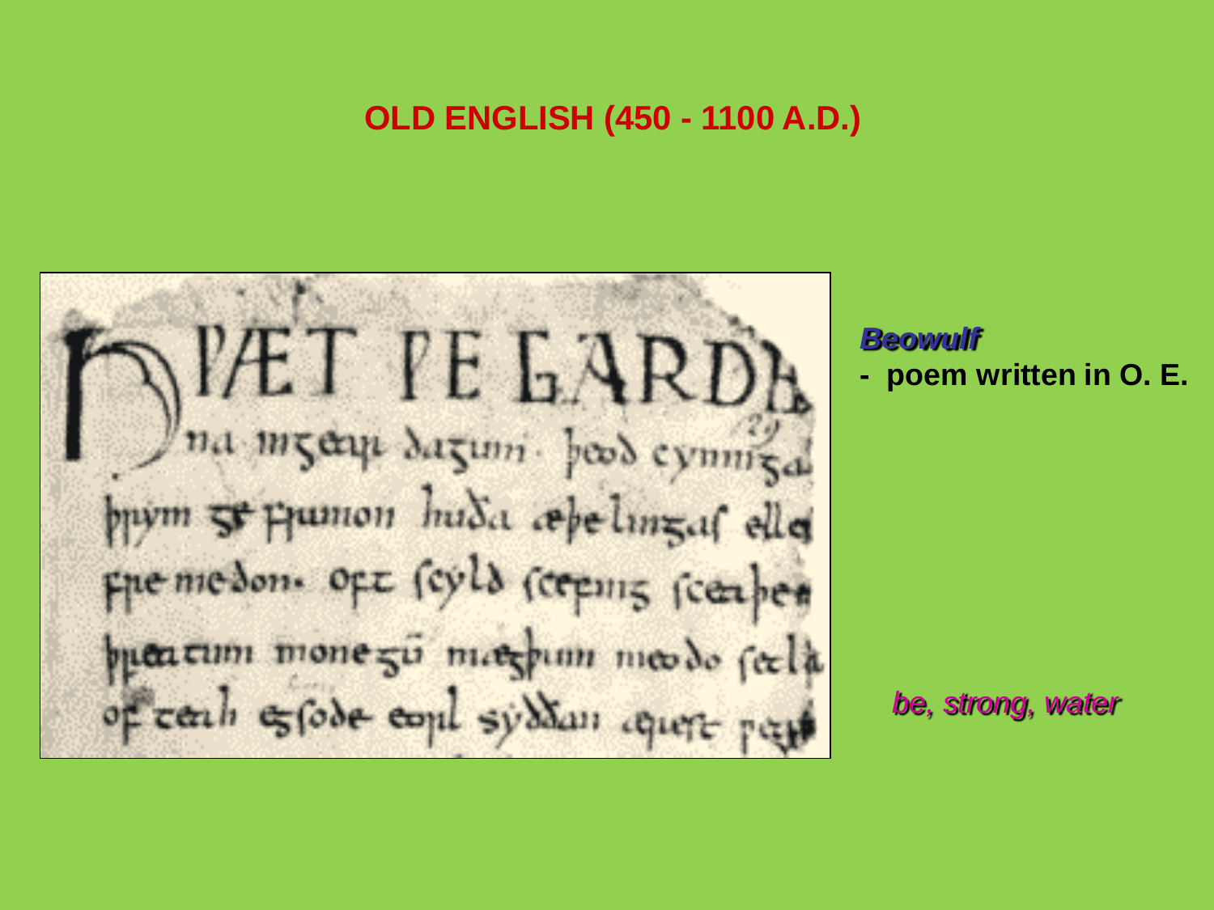# OLD ENGLISH (450 - 1100 A.D.)

***Beowulf***

**- poem written in O. E.**

*be, strong, water*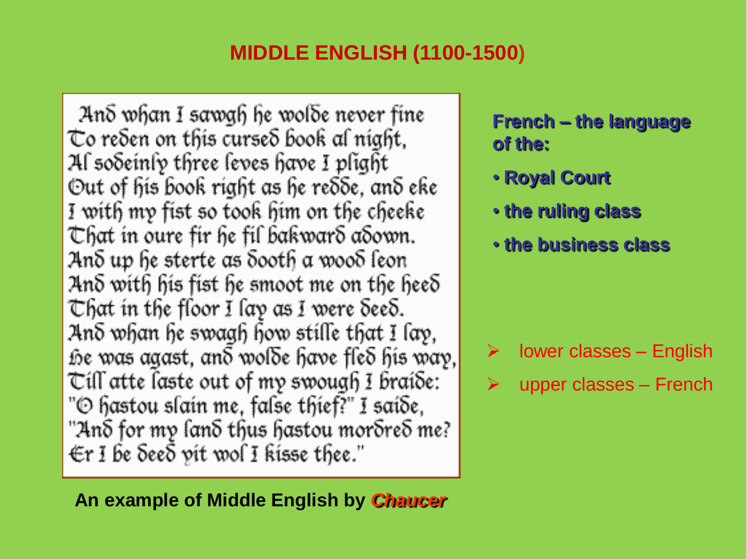# MIDDLE ENGLISH (1100-1500)

And whan I sawgh he wolde never fine
To reden on this cursed book al night,
Al sodeinly three leves have I plight
Out of his book right as he redde, and eke
I with my fist so took him on the cheeke
That in oure fir he fil bakward adown.
And up he sterte as dooth a wood leon
And with his fist he smoot me on the heed
That in the floor I lay as I were deed.
And whan he swagh how stille that I lay,
He was agast, and wolde have fled his way,
Till atte laste out of my swough I braide:
"O hastou slain me, false thief?" I saide,
"And for my land thus hastou mordred me?
Er I be deed yit wol I kisse thee."

**An example of Middle English by *Chaucer***

**French – the language of the:**

- **Royal Court**
- **the ruling class**
- **the business class**

- lower classes – English
- upper classes – French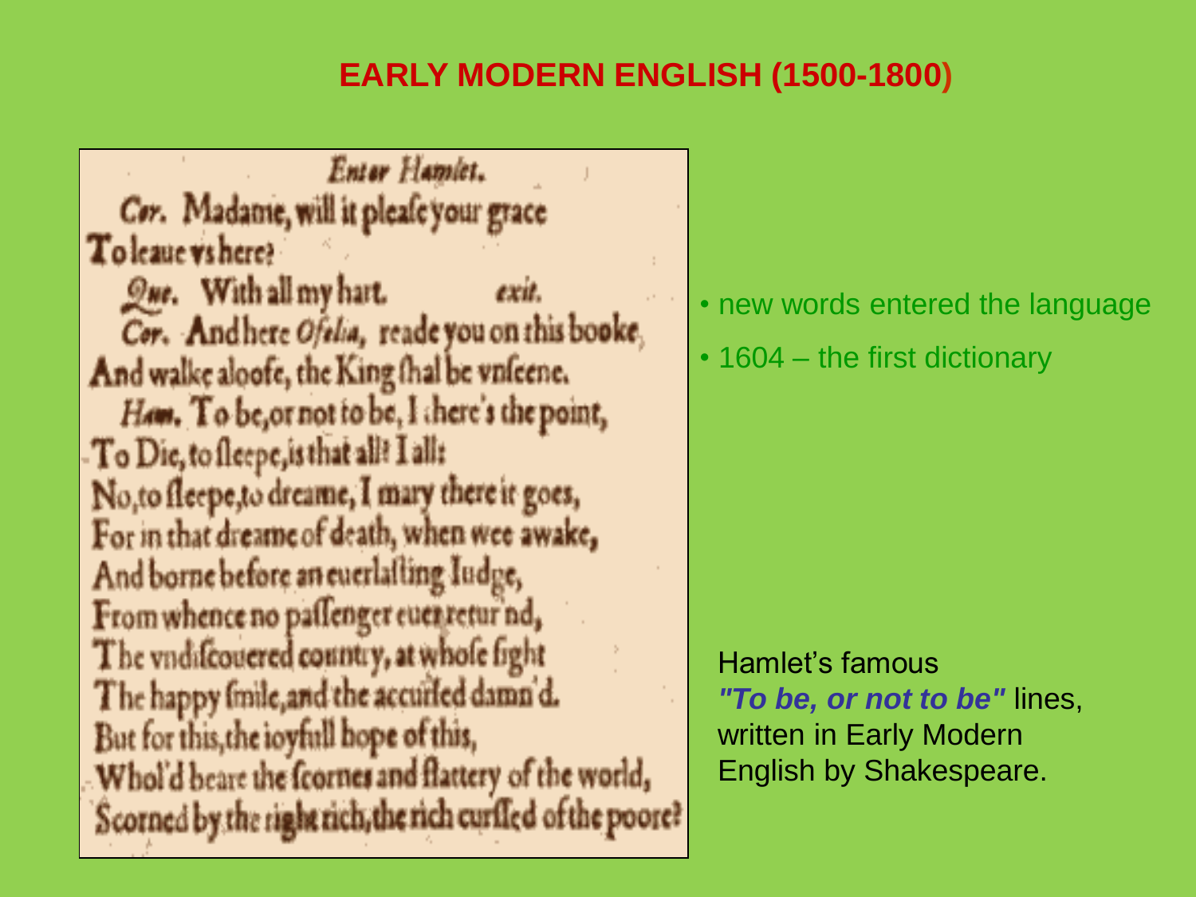# EARLY MODERN ENGLISH (1500-1800)

Enter Hamlet.

Cor. Madame, will it pleafe your grace
To leaue vs here?

Que. With all my hart. exit.

Cor. And here Ofelia, reade you on this booke,
And walke aloofe, the King fhal be vnfeene.

Ham. To be, or not to be, I there's the point,
To Die, to fleepe, is that all? I all:
No, to fleepe, to dreame, I mary there it goes,
For in that dreame of death, when wee awake,
And borne before an euerlafting Iudge,
From whence no paffenger euer retur'nd,
The vndifcouered country, at whofe fight
The happy fmile, and the accurfed damn'd.
But for this, the ioyfull hope of this,
Whol'd beare the fcornes and flattery of the world,
Scorned by the right rich, the rich curffed of the poore?

- new words entered the language
- 1604 – the first dictionary

Hamlet's famous ***"To be, or not to be"*** lines, written in Early Modern English by Shakespeare.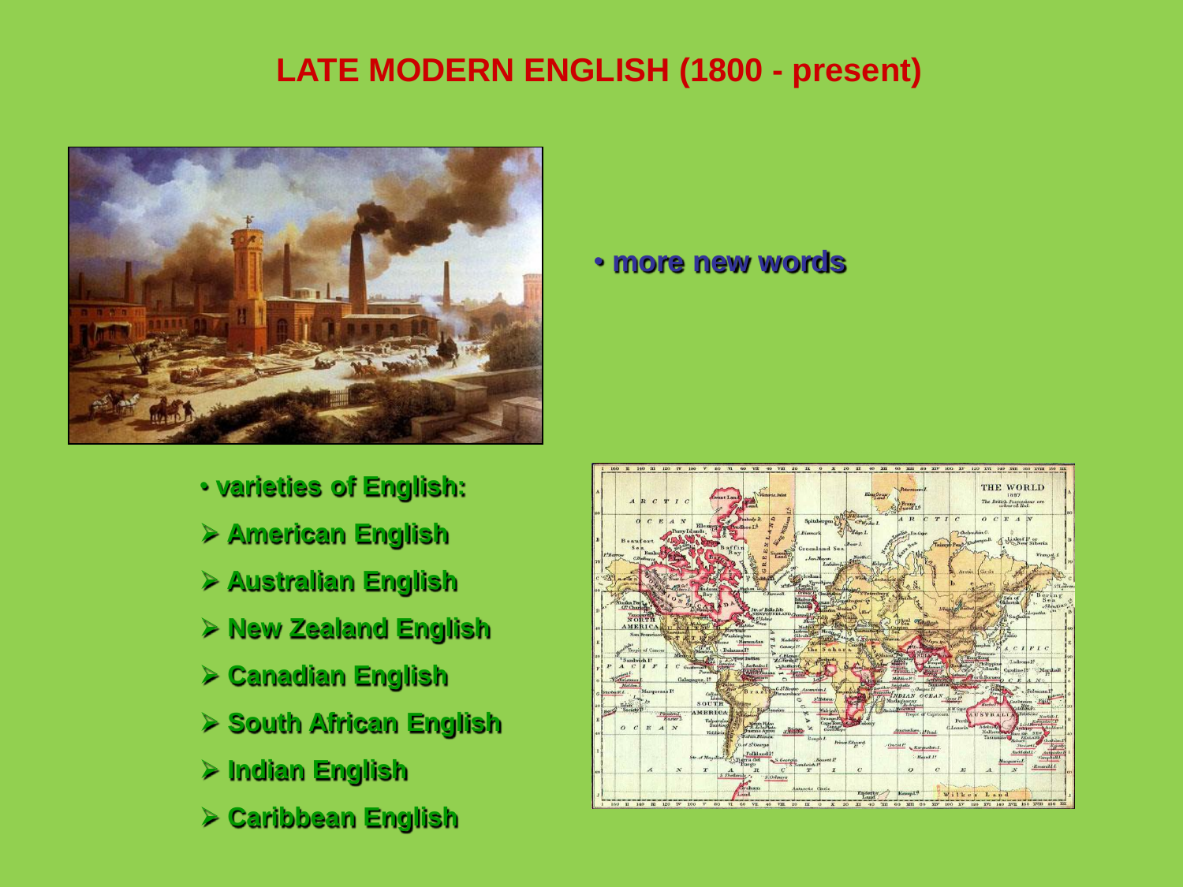# LATE MODERN ENGLISH (1800 - present)

- **more new words**

- **varieties of English:**
  - **American English**
  - **Australian English**
  - **New Zealand English**
  - **Canadian English**
  - **South African English**
  - **Indian English**
  - **Caribbean English**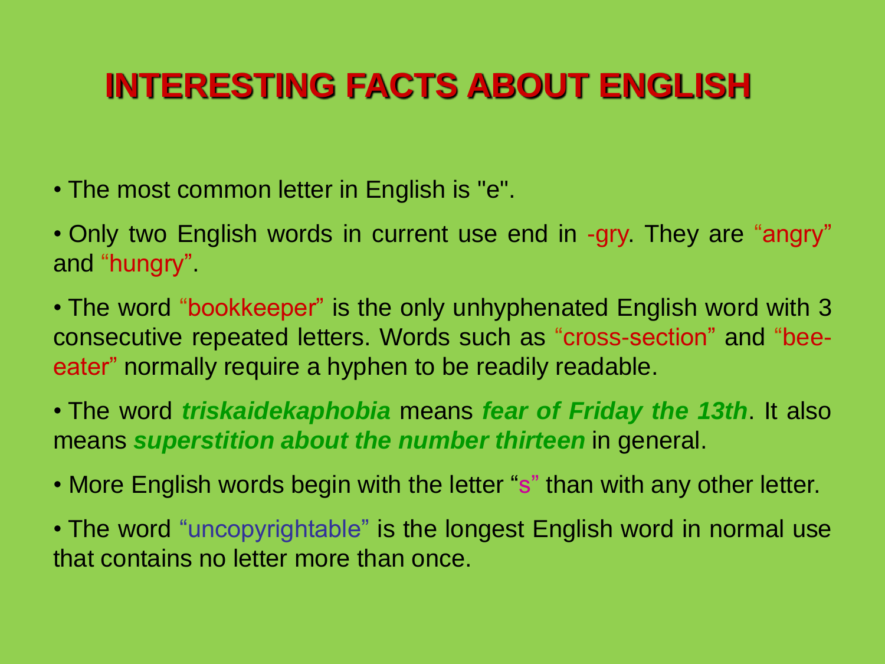# INTERESTING FACTS ABOUT ENGLISH

- The most common letter in English is "e".
- Only two English words in current use end in -gry. They are "angry" and "hungry".
- The word "bookkeeper" is the only unhyphenated English word with 3 consecutive repeated letters. Words such as "cross-section" and "bee-eater" normally require a hyphen to be readily readable.
- The word ***triskaidekaphobia*** means ***fear of Friday the 13th***. It also means ***superstition about the number thirteen*** in general.
- More English words begin with the letter "s" than with any other letter.
- The word "uncopyrightable" is the longest English word in normal use that contains no letter more than once.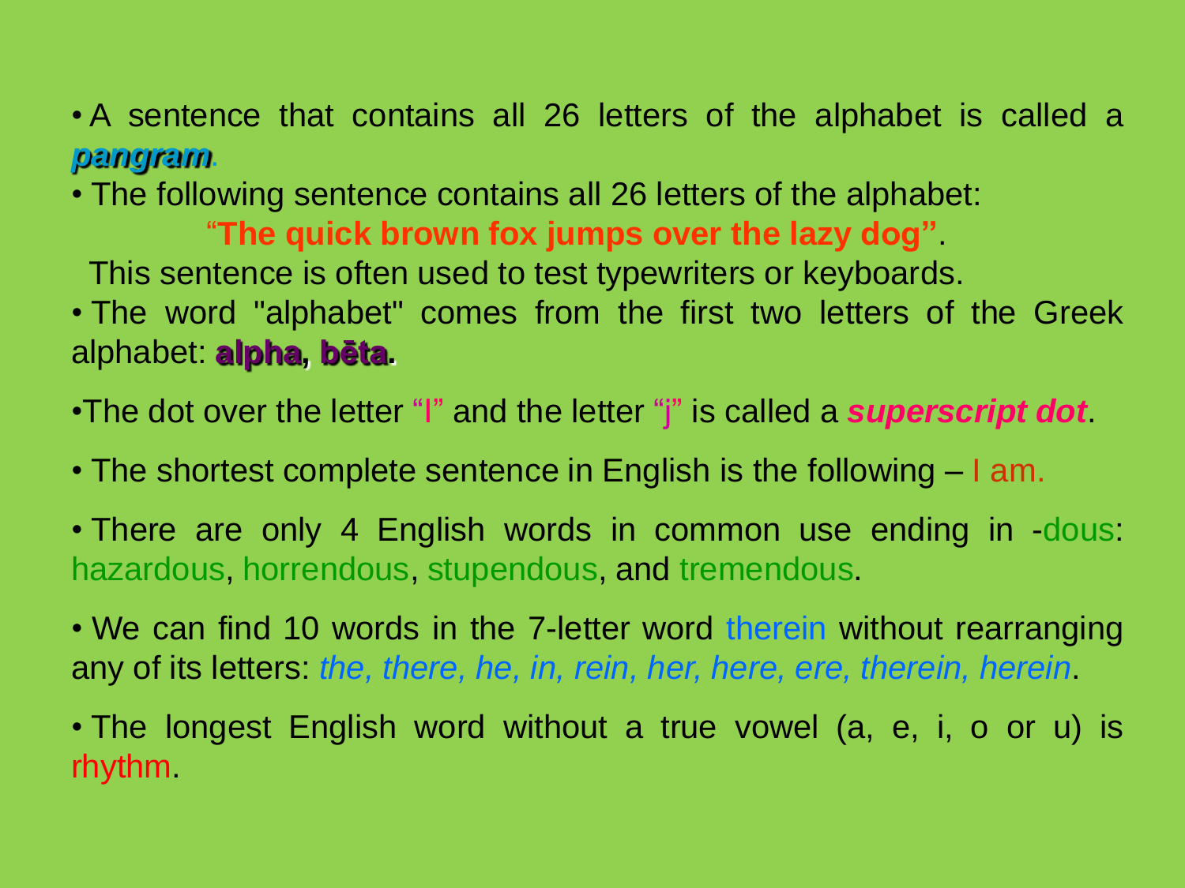- A sentence that contains all 26 letters of the alphabet is called a ***pangram***.
- The following sentence contains all 26 letters of the alphabet:

  **"The quick brown fox jumps over the lazy dog"**.

  This sentence is often used to test typewriters or keyboards.
- The word "alphabet" comes from the first two letters of the Greek alphabet: **alpha**, **bēta**.
- The dot over the letter "I" and the letter "j" is called a ***superscript dot***.
- The shortest complete sentence in English is the following – I am.
- There are only 4 English words in common use ending in -dous: hazardous, horrendous, stupendous, and tremendous.
- We can find 10 words in the 7-letter word therein without rearranging any of its letters: *the, there, he, in, rein, her, here, ere, therein, herein*.
- The longest English word without a true vowel (a, e, i, o or u) is rhythm.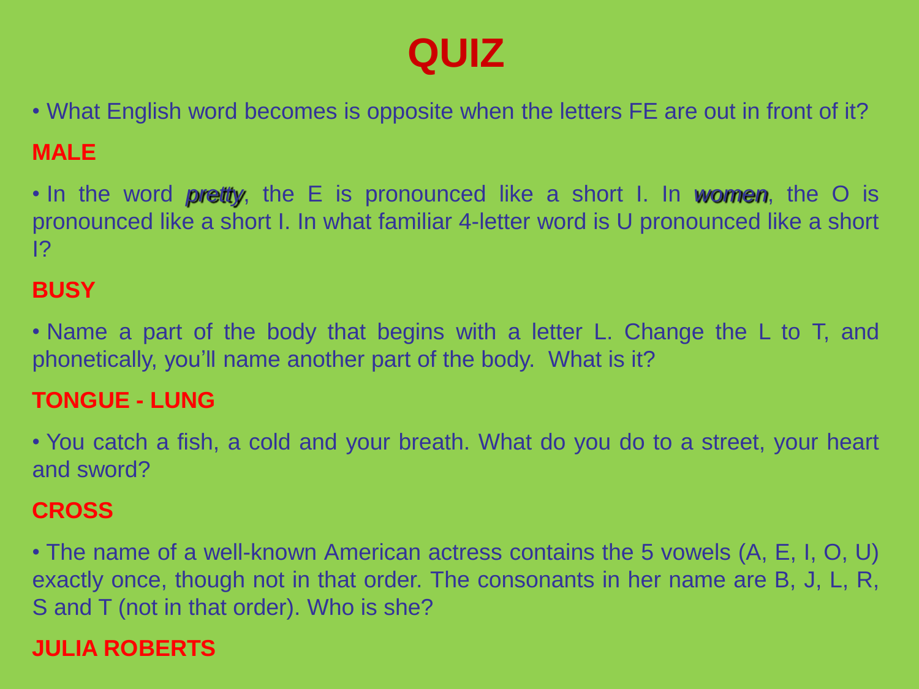# QUIZ

- What English word becomes is opposite when the letters FE are out in front of it?

**MALE**

- In the word *pretty*, the E is pronounced like a short I. In *women*, the O is pronounced like a short I. In what familiar 4-letter word is U pronounced like a short I?

**BUSY**

- Name a part of the body that begins with a letter L. Change the L to T, and phonetically, you'll name another part of the body. What is it?

**TONGUE - LUNG**

- You catch a fish, a cold and your breath. What do you do to a street, your heart and sword?

**CROSS**

- The name of a well-known American actress contains the 5 vowels (A, E, I, O, U) exactly once, though not in that order. The consonants in her name are B, J, L, R, S and T (not in that order). Who is she?

**JULIA ROBERTS**